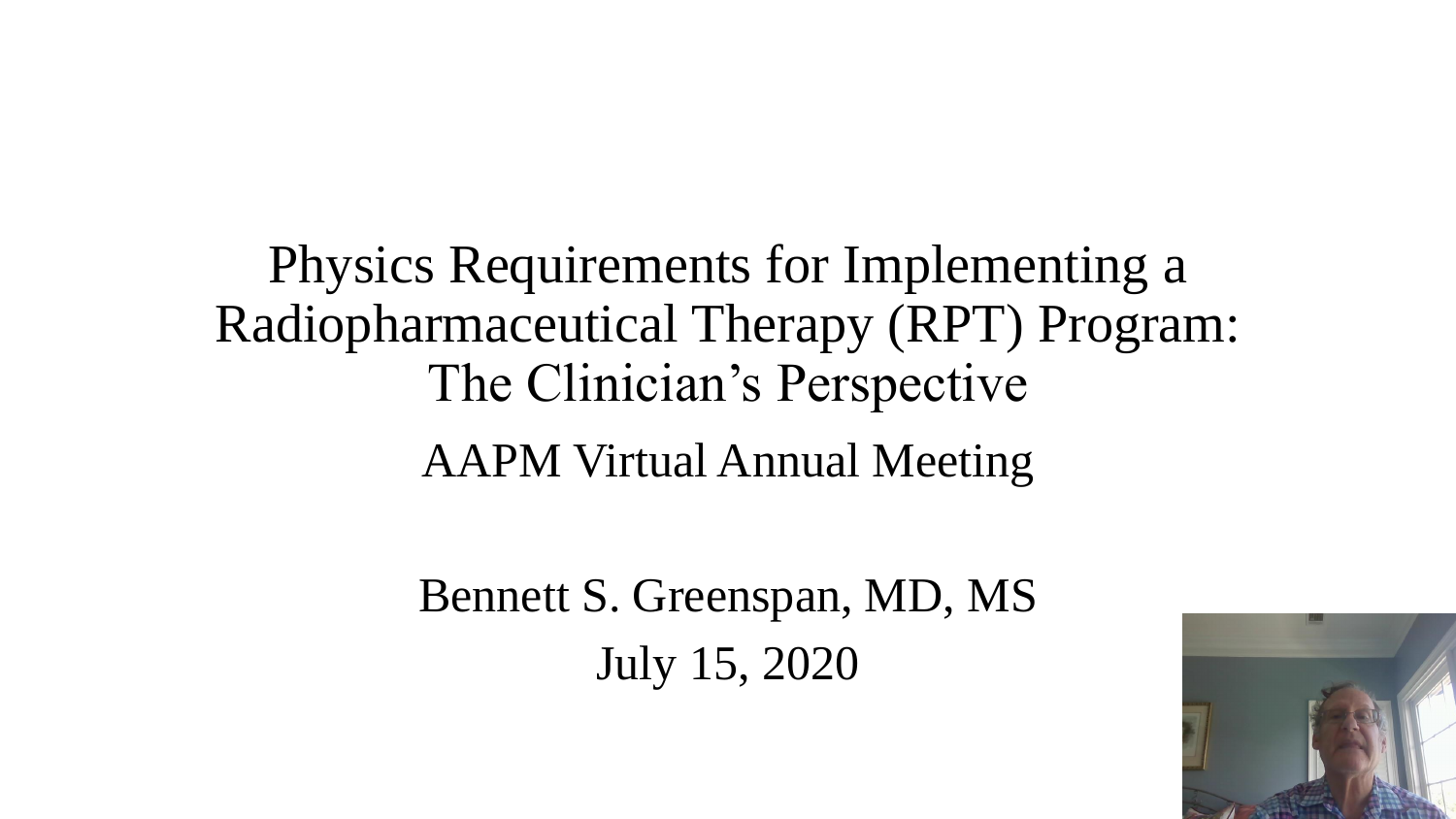# Physics Requirements for Implementing a Radiopharmaceutical Therapy (RPT) Program: The Clinician's Perspective

AAPM Virtual Annual Meeting

Bennett S. Greenspan, MD, MS

July 15, 2020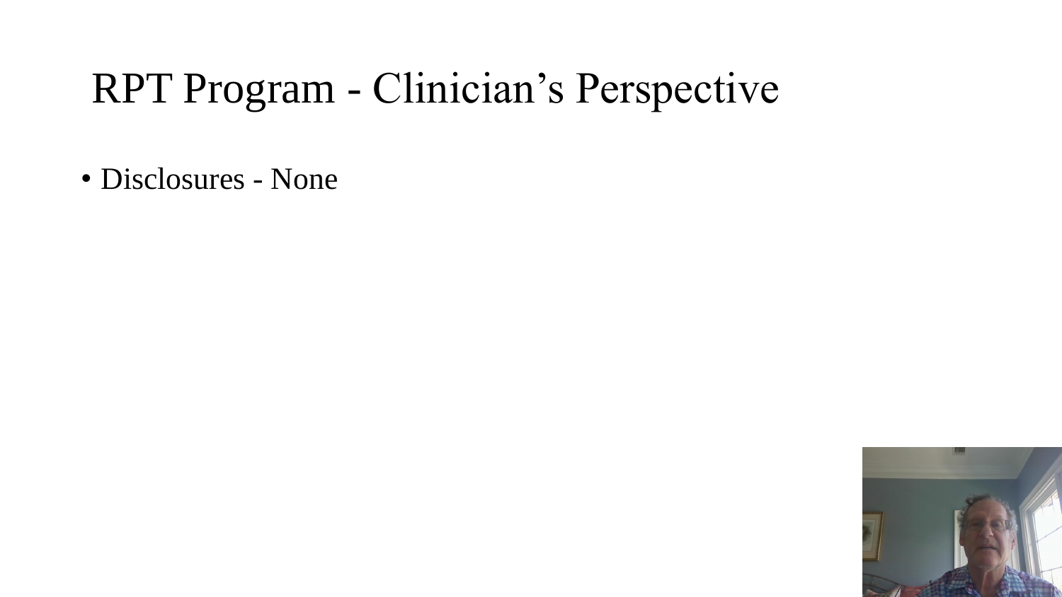# RPT Program - Clinician's Perspective

- Disclosures - None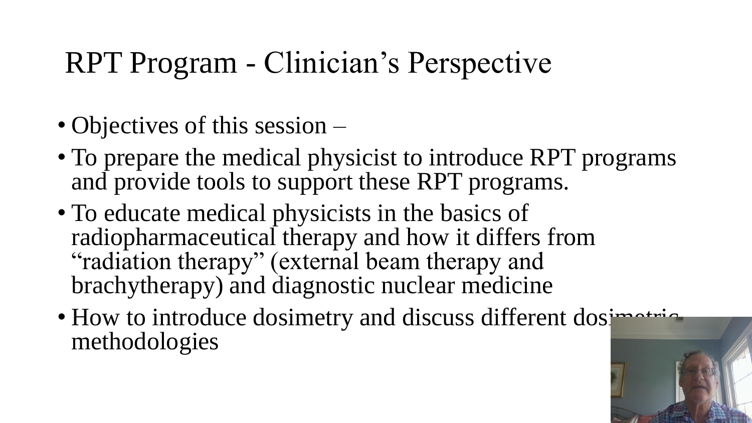# RPT Program - Clinician's Perspective

- Objectives of this session –
- To prepare the medical physicist to introduce RPT programs and provide tools to support these RPT programs.
- To educate medical physicists in the basics of radiopharmaceutical therapy and how it differs from "radiation therapy" (external beam therapy and brachytherapy) and diagnostic nuclear medicine
- How to introduce dosimetry and discuss different dosimetric methodologies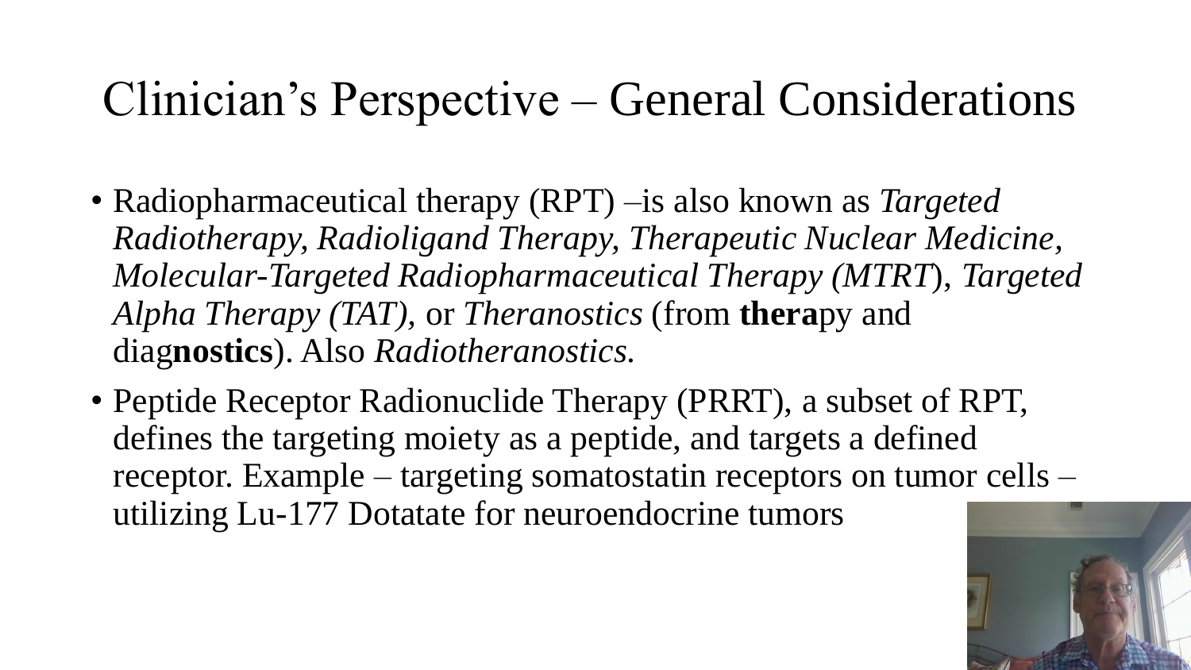# Clinician's Perspective – General Considerations

- Radiopharmaceutical therapy (RPT) –is also known as *Targeted Radiotherapy, Radioligand Therapy, Therapeutic Nuclear Medicine, Molecular-Targeted Radiopharmaceutical Therapy (MTRT*), *Targeted Alpha Therapy (TAT),* or *Theranostics* (from **thera**py and diag**nostics**). Also *Radiotheranostics.*
- Peptide Receptor Radionuclide Therapy (PRRT), a subset of RPT, defines the targeting moiety as a peptide, and targets a defined receptor. Example – targeting somatostatin receptors on tumor cells – utilizing Lu-177 Dotatate for neuroendocrine tumors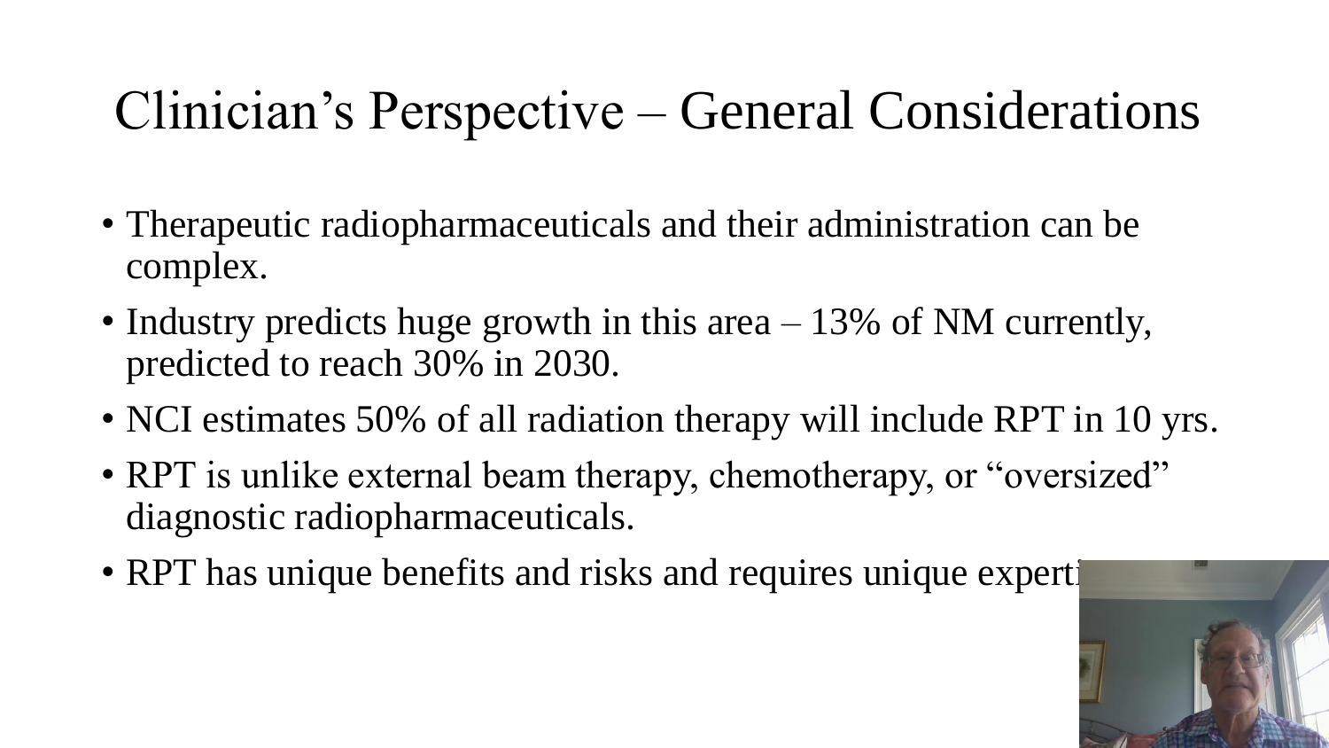# Clinician's Perspective – General Considerations

- Therapeutic radiopharmaceuticals and their administration can be complex.
- Industry predicts huge growth in this area – 13% of NM currently, predicted to reach 30% in 2030.
- NCI estimates 50% of all radiation therapy will include RPT in 10 yrs.
- RPT is unlike external beam therapy, chemotherapy, or "oversized" diagnostic radiopharmaceuticals.
- RPT has unique benefits and risks and requires unique experti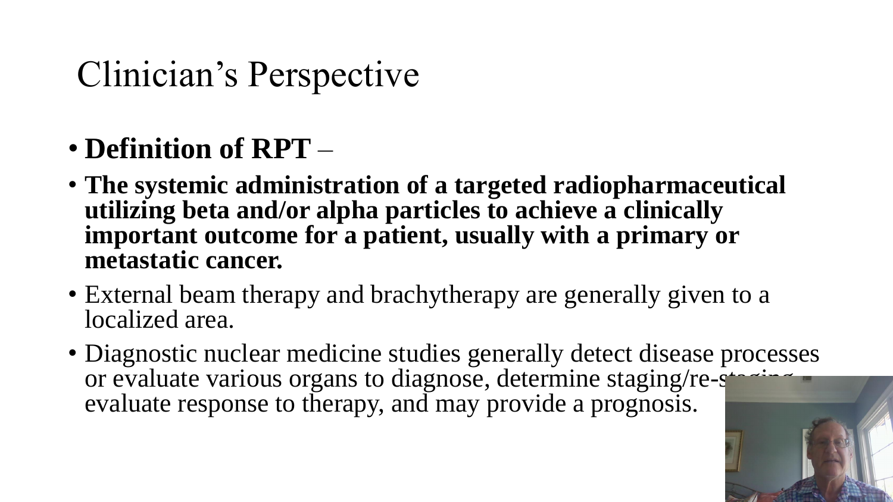# Clinician's Perspective

- **Definition of RPT** –
- **The systemic administration of a targeted radiopharmaceutical utilizing beta and/or alpha particles to achieve a clinically important outcome for a patient, usually with a primary or metastatic cancer.**
- External beam therapy and brachytherapy are generally given to a localized area.
- Diagnostic nuclear medicine studies generally detect disease processes or evaluate various organs to diagnose, determine staging/re-staging, evaluate response to therapy, and may provide a prognosis.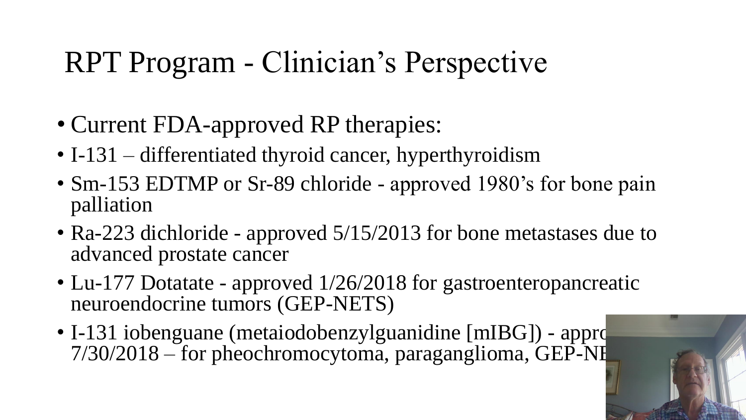# RPT Program - Clinician's Perspective

- Current FDA-approved RP therapies:
- I-131 – differentiated thyroid cancer, hyperthyroidism
- Sm-153 EDTMP or Sr-89 chloride - approved 1980's for bone pain palliation
- Ra-223 dichloride - approved 5/15/2013 for bone metastases due to advanced prostate cancer
- Lu-177 Dotatate - approved 1/26/2018 for gastroenteropancreatic neuroendocrine tumors (GEP-NETS)
- I-131 iobenguane (metaiodobenzylguanidine [mIBG]) - appro 7/30/2018 – for pheochromocytoma, paraganglioma, GEP-NE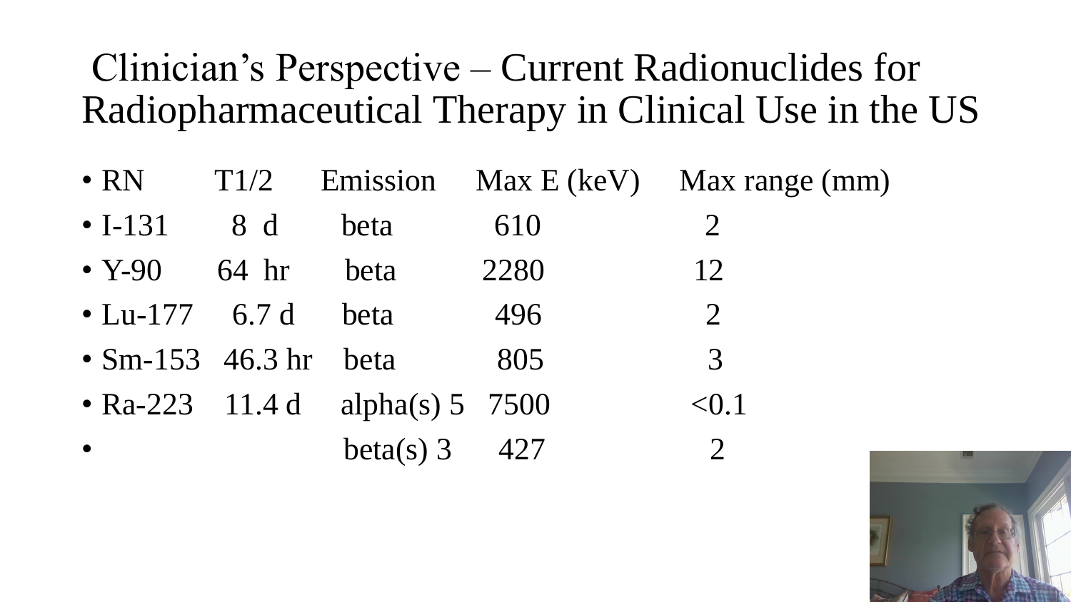# Clinician's Perspective – Current Radionuclides for Radiopharmaceutical Therapy in Clinical Use in the US

| RN | T1/2 | Emission | Max E (keV) | Max range (mm) |
|---|---|---|---|---|
| I-131 | 8 d | beta | 610 | 2 |
| Y-90 | 64 hr | beta | 2280 | 12 |
| Lu-177 | 6.7 d | beta | 496 | 2 |
| Sm-153 | 46.3 hr | beta | 805 | 3 |
| Ra-223 | 11.4 d | alpha(s) 5 | 7500 | <0.1 |
| | | beta(s) 3 | 427 | 2 |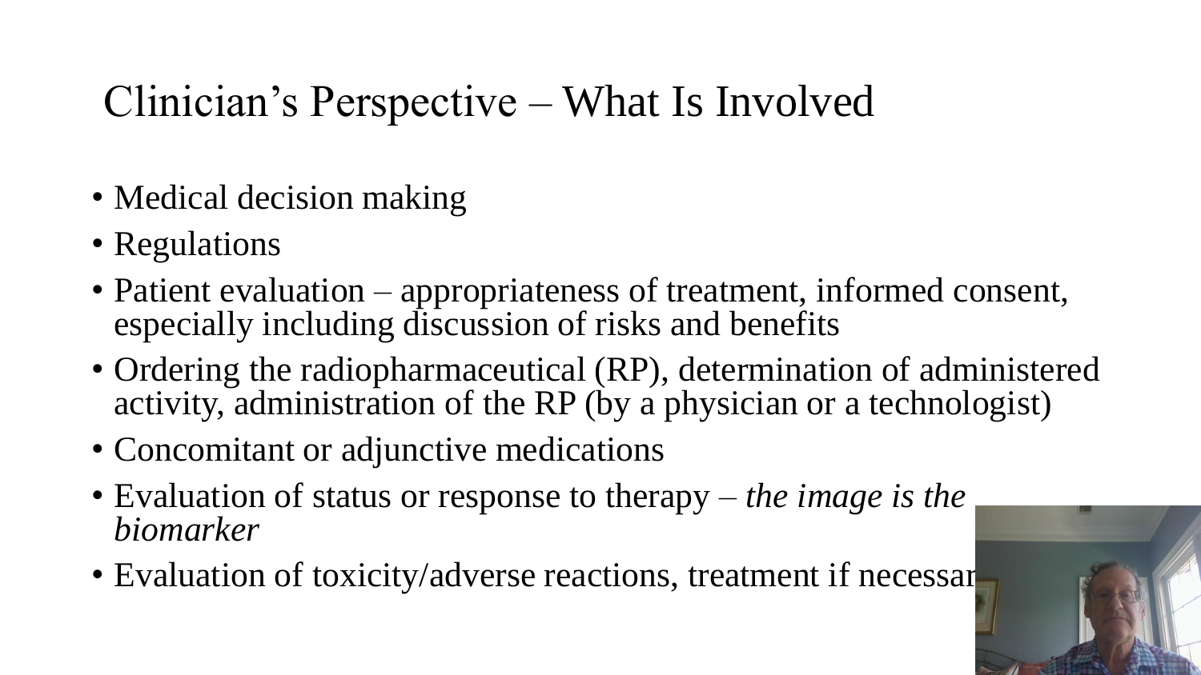# Clinician's Perspective – What Is Involved

- Medical decision making
- Regulations
- Patient evaluation – appropriateness of treatment, informed consent, especially including discussion of risks and benefits
- Ordering the radiopharmaceutical (RP), determination of administered activity, administration of the RP (by a physician or a technologist)
- Concomitant or adjunctive medications
- Evaluation of status or response to therapy – *the image is the biomarker*
- Evaluation of toxicity/adverse reactions, treatment if necessar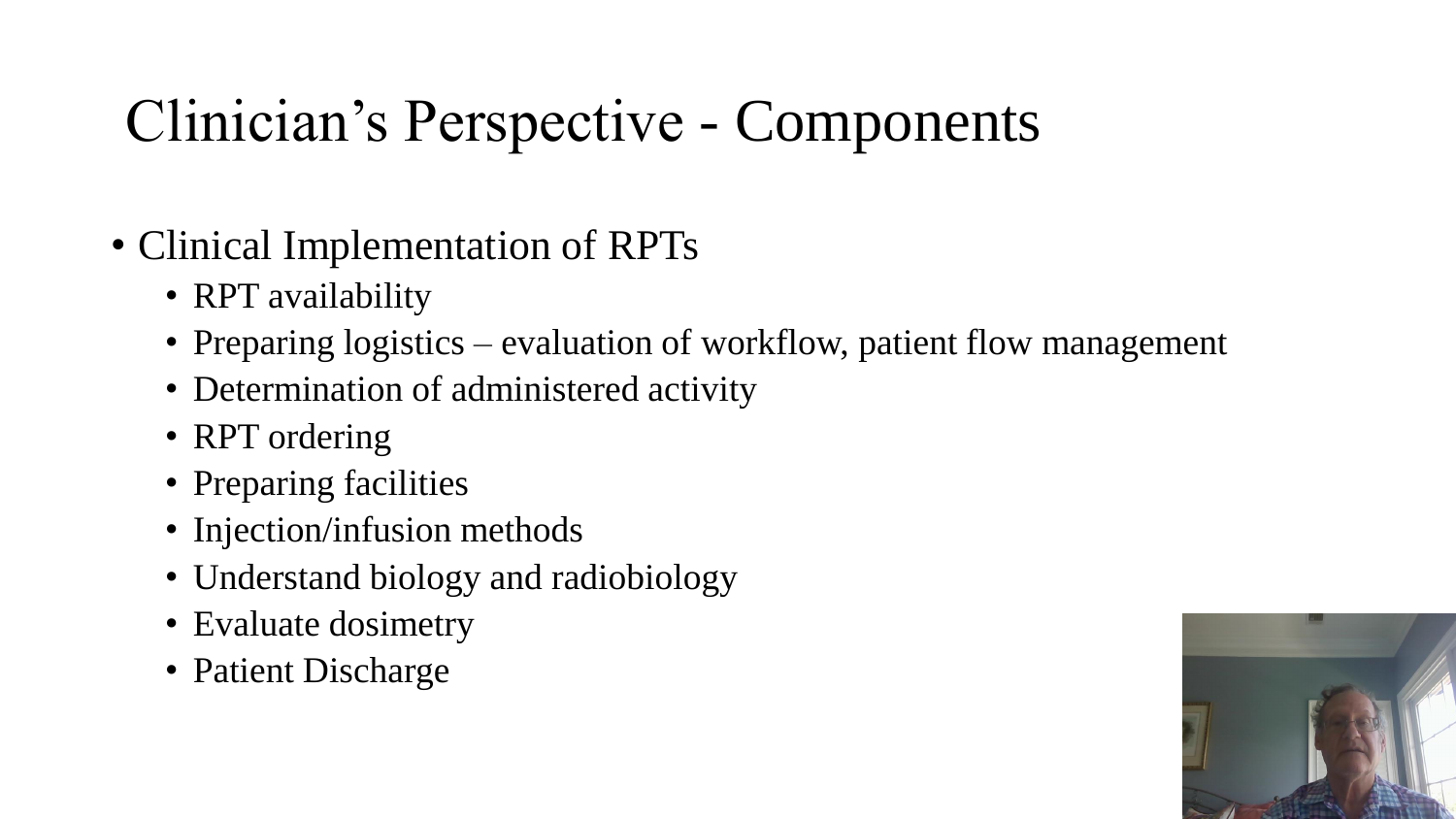# Clinician's Perspective - Components

- Clinical Implementation of RPTs
  - RPT availability
  - Preparing logistics – evaluation of workflow, patient flow management
  - Determination of administered activity
  - RPT ordering
  - Preparing facilities
  - Injection/infusion methods
  - Understand biology and radiobiology
  - Evaluate dosimetry
  - Patient Discharge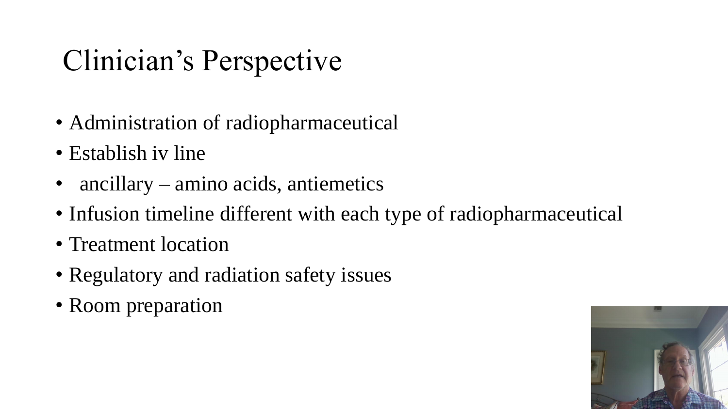# Clinician's Perspective

- Administration of radiopharmaceutical
- Establish iv line
- ancillary – amino acids, antiemetics
- Infusion timeline different with each type of radiopharmaceutical
- Treatment location
- Regulatory and radiation safety issues
- Room preparation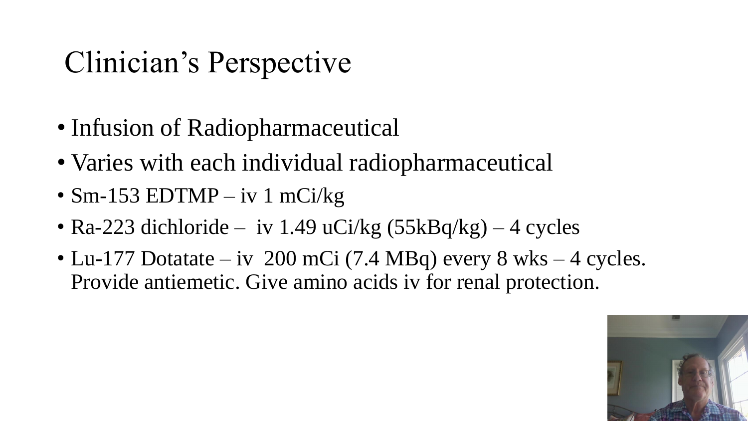# Clinician's Perspective

- Infusion of Radiopharmaceutical
- Varies with each individual radiopharmaceutical
- Sm-153 EDTMP – iv 1 mCi/kg
- Ra-223 dichloride – iv 1.49 uCi/kg (55kBq/kg) – 4 cycles
- Lu-177 Dotatate – iv 200 mCi (7.4 MBq) every 8 wks – 4 cycles. Provide antiemetic. Give amino acids iv for renal protection.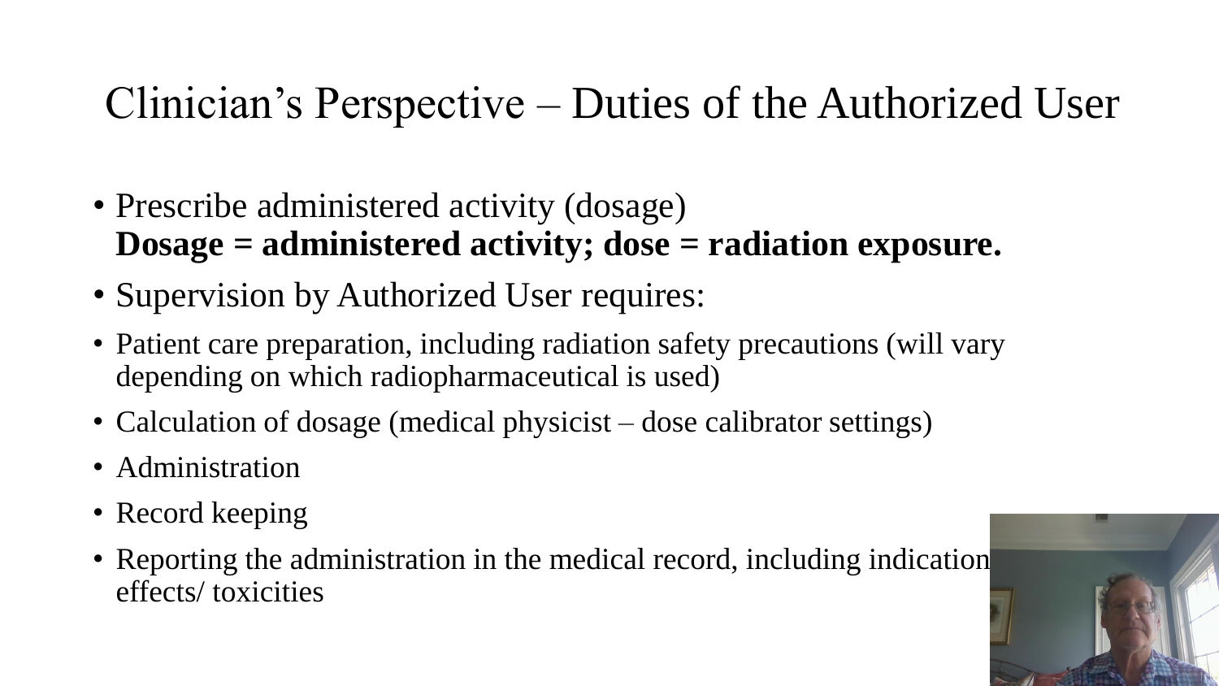# Clinician's Perspective – Duties of the Authorized User

- Prescribe administered activity (dosage)
  **Dosage = administered activity; dose = radiation exposure.**
- Supervision by Authorized User requires:
- Patient care preparation, including radiation safety precautions (will vary depending on which radiopharmaceutical is used)
- Calculation of dosage (medical physicist – dose calibrator settings)
- Administration
- Record keeping
- Reporting the administration in the medical record, including indication effects/ toxicities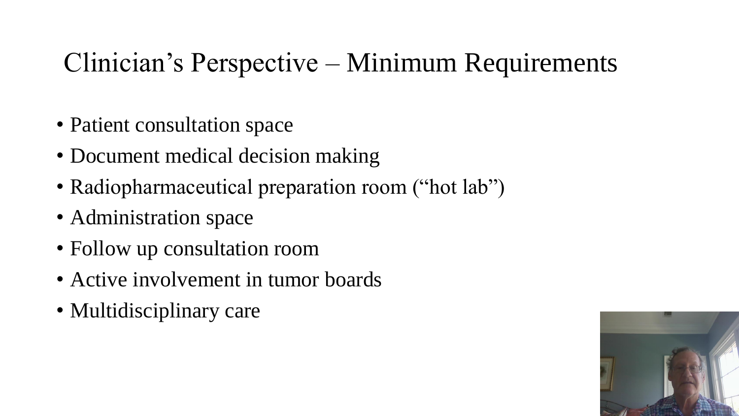# Clinician’s Perspective – Minimum Requirements

- Patient consultation space
- Document medical decision making
- Radiopharmaceutical preparation room (“hot lab”)
- Administration space
- Follow up consultation room
- Active involvement in tumor boards
- Multidisciplinary care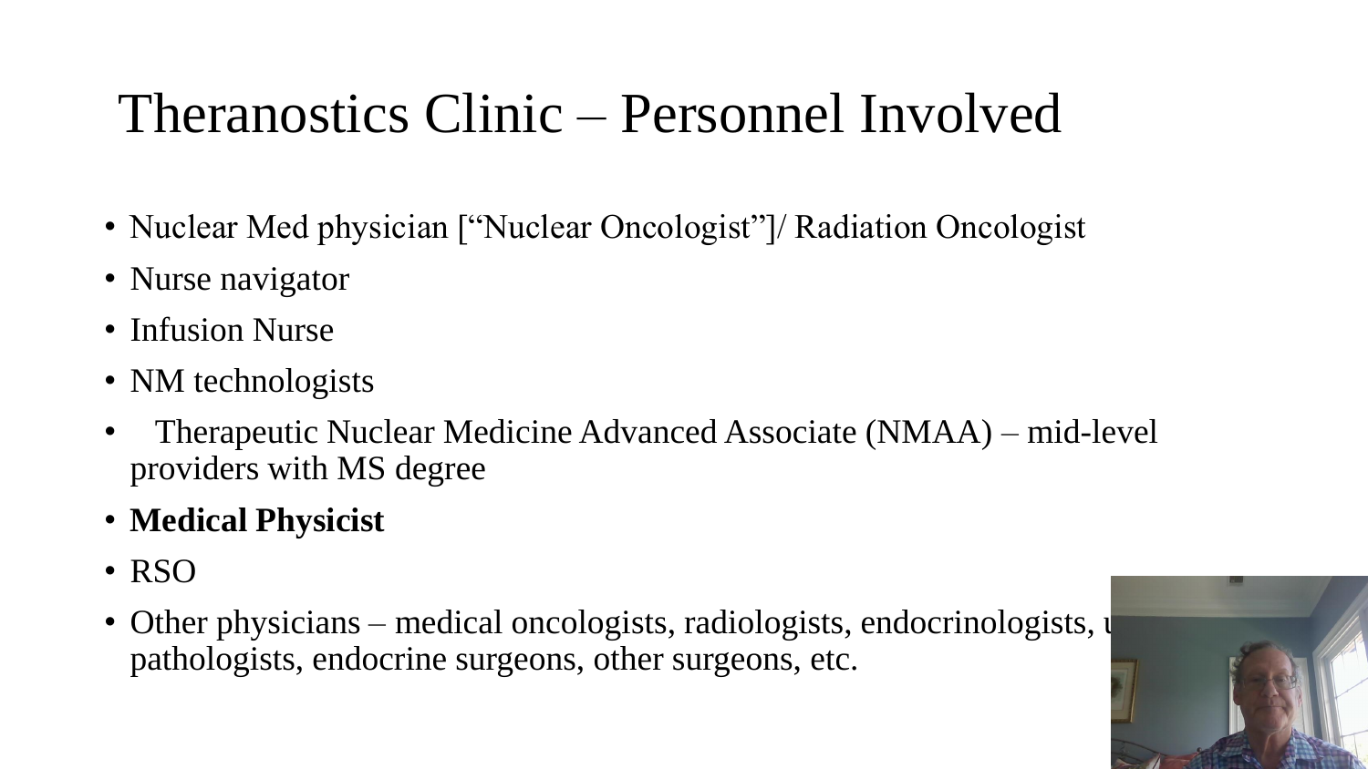# Theranostics Clinic – Personnel Involved

- Nuclear Med physician [“Nuclear Oncologist”]/ Radiation Oncologist
- Nurse navigator
- Infusion Nurse
- NM technologists
- Therapeutic Nuclear Medicine Advanced Associate (NMAA) – mid-level providers with MS degree
- **Medical Physicist**
- RSO
- Other physicians – medical oncologists, radiologists, endocrinologists, u pathologists, endocrine surgeons, other surgeons, etc.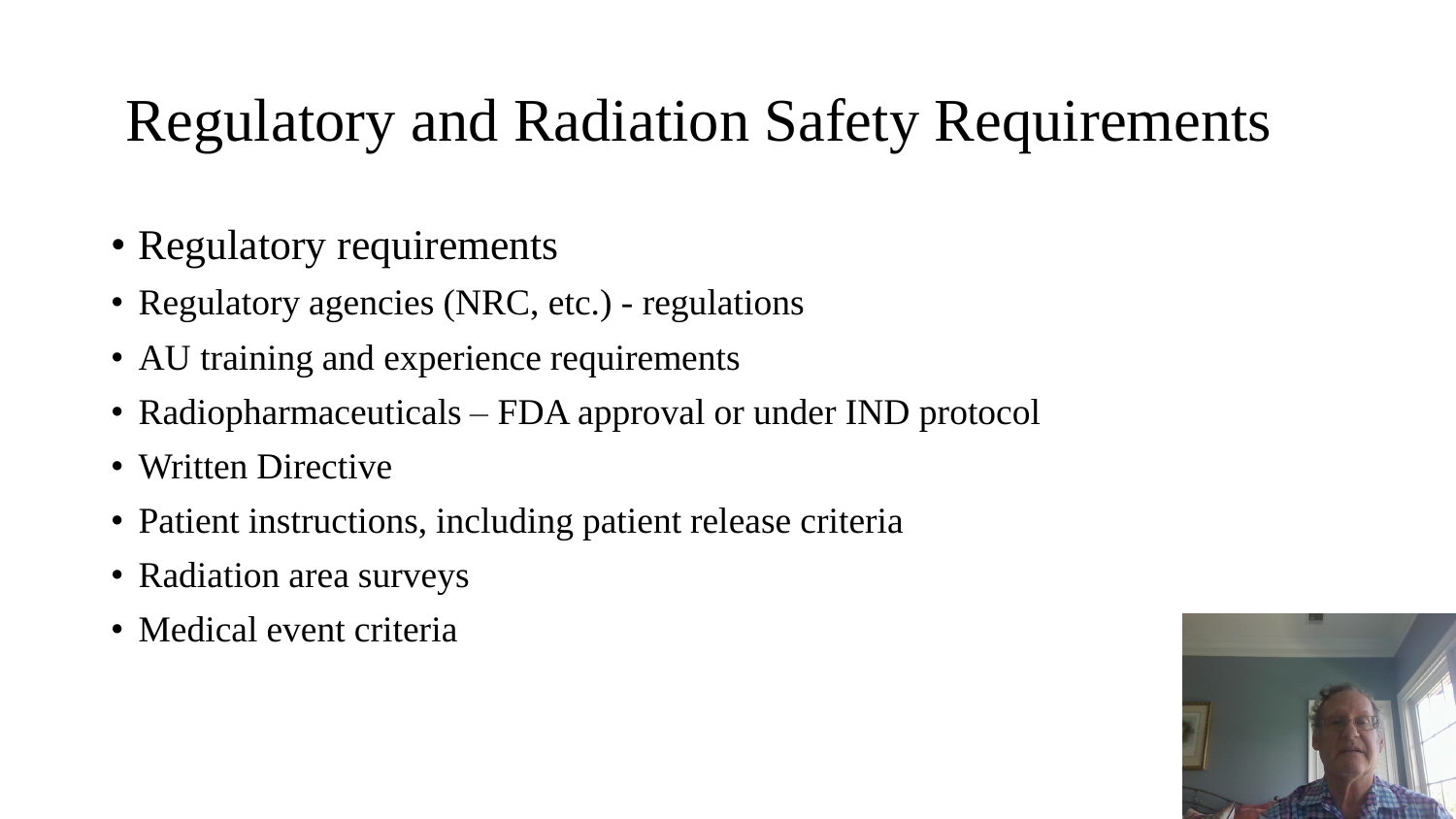# Regulatory and Radiation Safety Requirements

- Regulatory requirements
- Regulatory agencies (NRC, etc.) - regulations
- AU training and experience requirements
- Radiopharmaceuticals – FDA approval or under IND protocol
- Written Directive
- Patient instructions, including patient release criteria
- Radiation area surveys
- Medical event criteria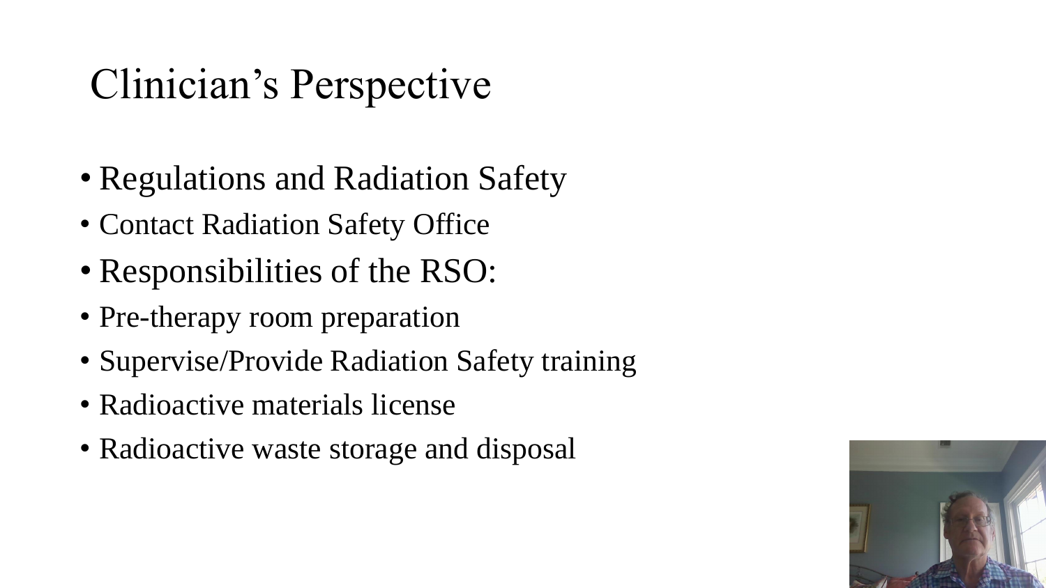# Clinician's Perspective

- Regulations and Radiation Safety
- Contact Radiation Safety Office
- Responsibilities of the RSO:
- Pre-therapy room preparation
- Supervise/Provide Radiation Safety training
- Radioactive materials license
- Radioactive waste storage and disposal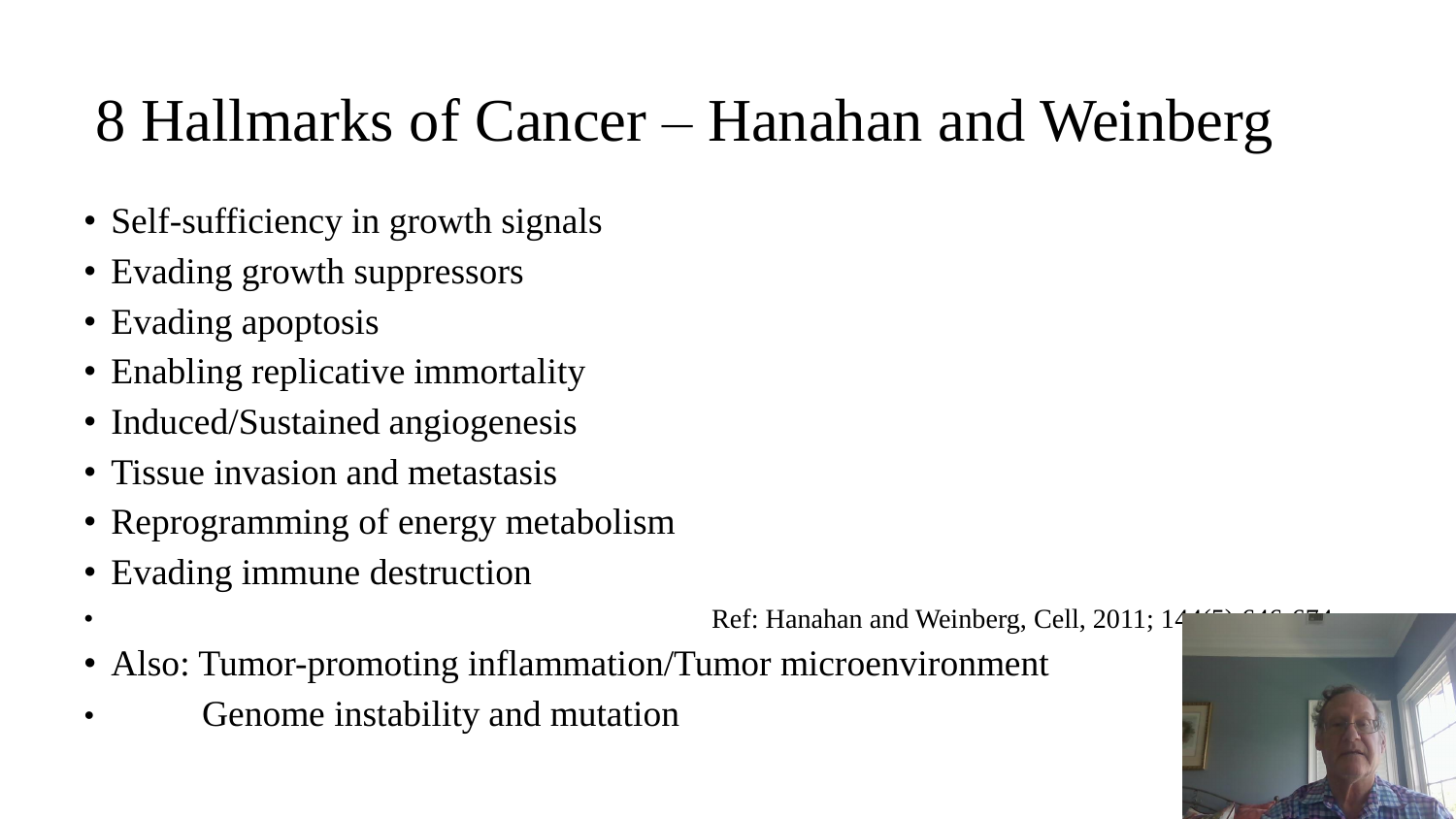# 8 Hallmarks of Cancer – Hanahan and Weinberg

- Self-sufficiency in growth signals
- Evading growth suppressors
- Evading apoptosis
- Enabling replicative immortality
- Induced/Sustained angiogenesis
- Tissue invasion and metastasis
- Reprogramming of energy metabolism
- Evading immune destruction
- Ref: Hanahan and Weinberg, Cell, 2011; 144(5):646-674
- Also: Tumor-promoting inflammation/Tumor microenvironment
- Genome instability and mutation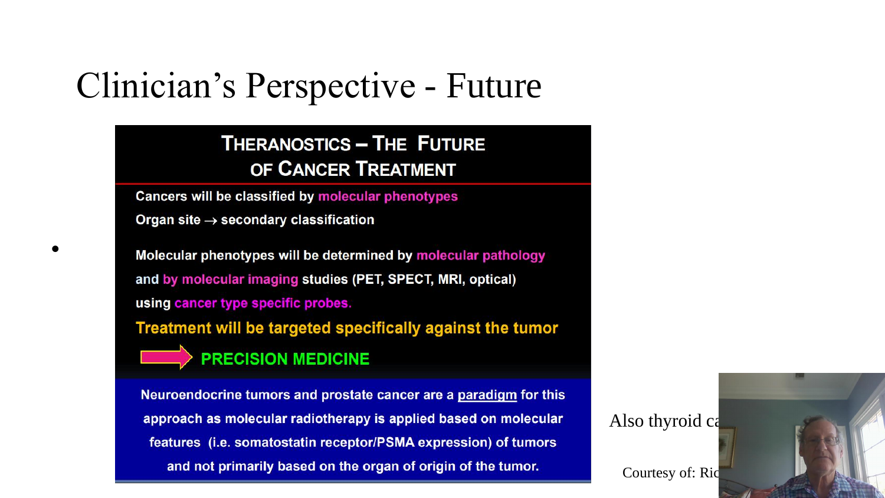# Clinician's Perspective - Future

## THERANOSTICS – THE FUTURE OF CANCER TREATMENT

Cancers will be classified by molecular phenotypes

Organ site → secondary classification

Molecular phenotypes will be determined by molecular pathology and by molecular imaging studies (PET, SPECT, MRI, optical) using cancer type specific probes.

**Treatment will be targeted specifically against the tumor**

→ **PRECISION MEDICINE**

**Neuroendocrine tumors and prostate cancer are a paradigm for this approach as molecular radiotherapy is applied based on molecular features (i.e. somatostatin receptor/PSMA expression) of tumors and not primarily based on the organ of origin of the tumor.**

Also thyroid ca

Courtesy of: Ric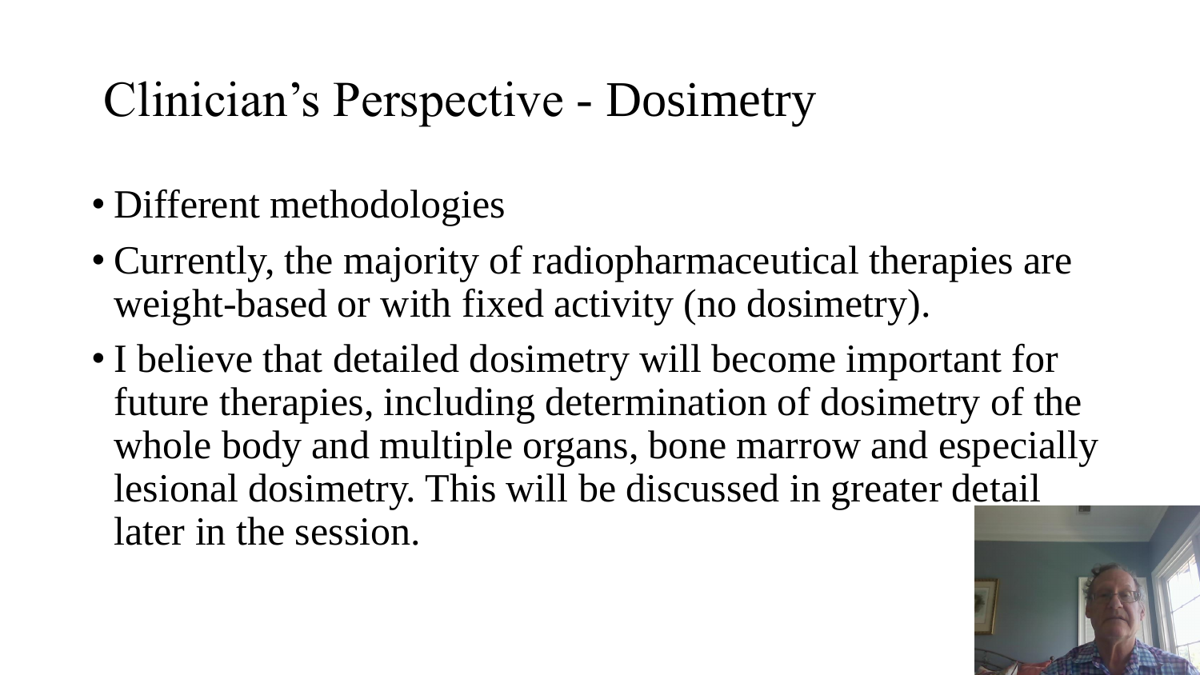# Clinician's Perspective - Dosimetry

- Different methodologies
- Currently, the majority of radiopharmaceutical therapies are weight-based or with fixed activity (no dosimetry).
- I believe that detailed dosimetry will become important for future therapies, including determination of dosimetry of the whole body and multiple organs, bone marrow and especially lesional dosimetry. This will be discussed in greater detail later in the session.